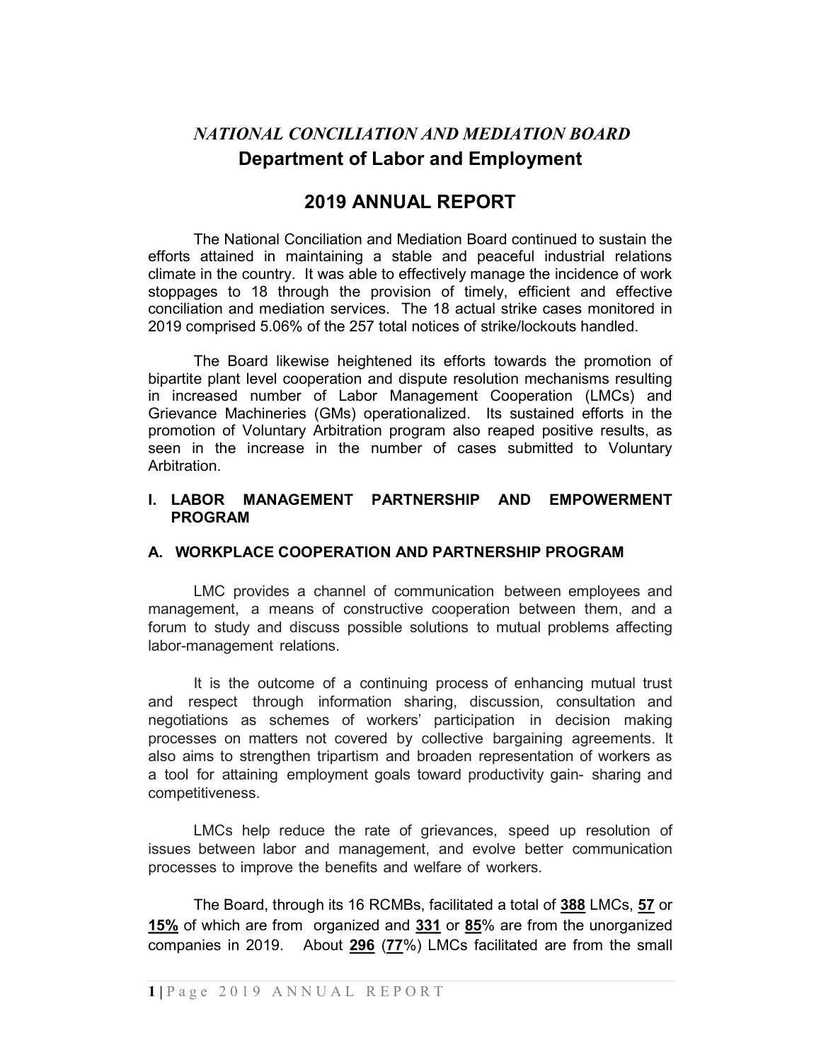*NATIONAL CONCILIATION AND MEDIATION BOARD*

**Department of Labor and Employment**

# 2019 ANNUAL REPORT

The National Conciliation and Mediation Board continued to sustain the efforts attained in maintaining a stable and peaceful industrial relations climate in the country. It was able to effectively manage the incidence of work stoppages to 18 through the provision of timely, efficient and effective conciliation and mediation services. The 18 actual strike cases monitored in 2019 comprised 5.06% of the 257 total notices of strike/lockouts handled.

The Board likewise heightened its efforts towards the promotion of bipartite plant level cooperation and dispute resolution mechanisms resulting in increased number of Labor Management Cooperation (LMCs) and Grievance Machineries (GMs) operationalized. Its sustained efforts in the promotion of Voluntary Arbitration program also reaped positive results, as seen in the increase in the number of cases submitted to Voluntary Arbitration.

## I. LABOR MANAGEMENT PARTNERSHIP AND EMPOWERMENT PROGRAM

### A. WORKPLACE COOPERATION AND PARTNERSHIP PROGRAM

LMC provides a channel of communication between employees and management, a means of constructive cooperation between them, and a forum to study and discuss possible solutions to mutual problems affecting labor-management relations.

It is the outcome of a continuing process of enhancing mutual trust and respect through information sharing, discussion, consultation and negotiations as schemes of workers' participation in decision making processes on matters not covered by collective bargaining agreements. It also aims to strengthen tripartism and broaden representation of workers as a tool for attaining employment goals toward productivity gain- sharing and competitiveness.

LMCs help reduce the rate of grievances, speed up resolution of issues between labor and management, and evolve better communication processes to improve the benefits and welfare of workers.

The Board, through its 16 RCMBs, facilitated a total of **388** LMCs, **57** or **15%** of which are from organized and **331** or **85**% are from the unorganized companies in 2019. About **296** (**77**%) LMCs facilitated are from the small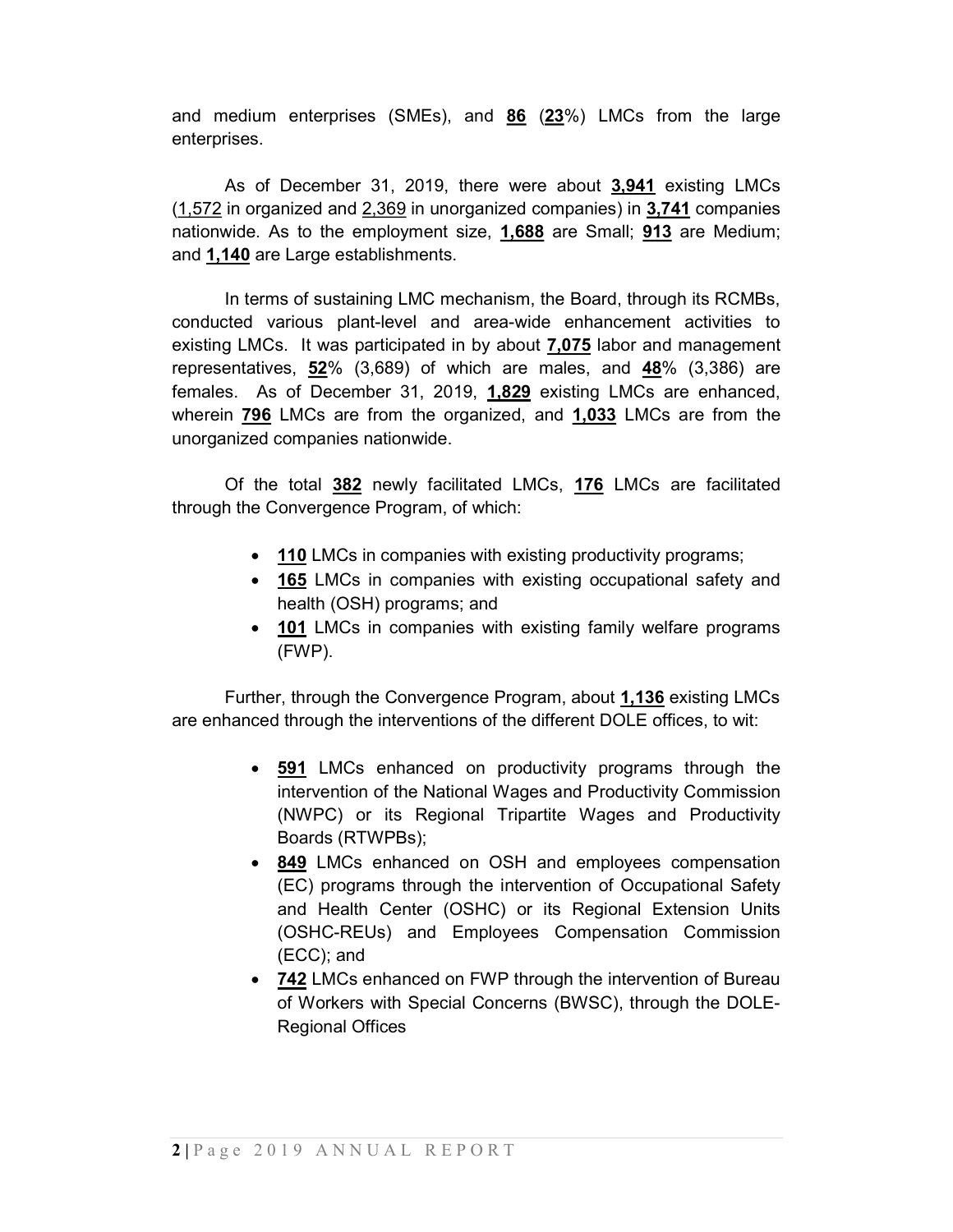and medium enterprises (SMEs), and **86** (**23**%) LMCs from the large enterprises.

As of December 31, 2019, there were about **3,941** existing LMCs (1,572 in organized and 2,369 in unorganized companies) in **3,741** companies nationwide. As to the employment size, **1,688** are Small; **913** are Medium; and **1,140** are Large establishments.

In terms of sustaining LMC mechanism, the Board, through its RCMBs, conducted various plant-level and area-wide enhancement activities to existing LMCs. It was participated in by about **7,075** labor and management representatives, **52**% (3,689) of which are males, and **48**% (3,386) are females. As of December 31, 2019, **1,829** existing LMCs are enhanced, wherein **796** LMCs are from the organized, and **1,033** LMCs are from the unorganized companies nationwide.

Of the total **382** newly facilitated LMCs, **176** LMCs are facilitated through the Convergence Program, of which:

- **110** LMCs in companies with existing productivity programs;
- **165** LMCs in companies with existing occupational safety and health (OSH) programs; and
- **101** LMCs in companies with existing family welfare programs (FWP).

Further, through the Convergence Program, about **1,136** existing LMCs are enhanced through the interventions of the different DOLE offices, to wit:

- **591** LMCs enhanced on productivity programs through the intervention of the National Wages and Productivity Commission (NWPC) or its Regional Tripartite Wages and Productivity Boards (RTWPBs);
- **849** LMCs enhanced on OSH and employees compensation (EC) programs through the intervention of Occupational Safety and Health Center (OSHC) or its Regional Extension Units (OSHC-REUs) and Employees Compensation Commission (ECC); and
- **742** LMCs enhanced on FWP through the intervention of Bureau of Workers with Special Concerns (BWSC), through the DOLE-Regional Offices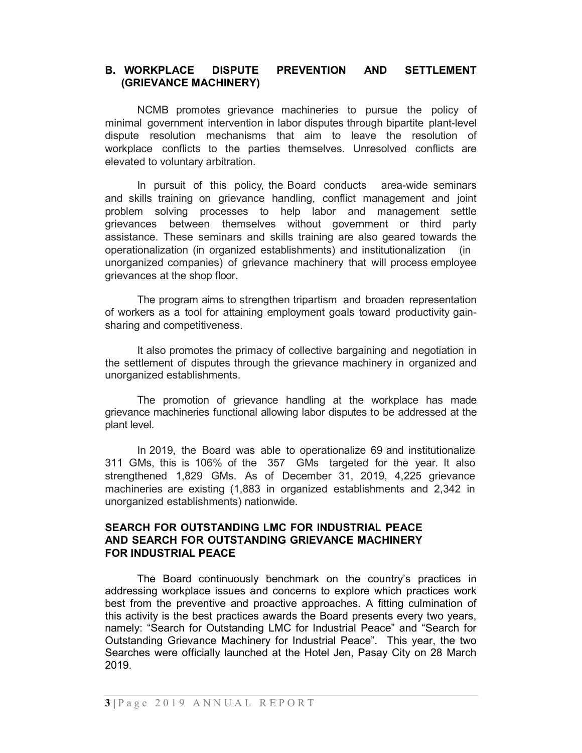## B. WORKPLACE DISPUTE PREVENTION AND SETTLEMENT (GRIEVANCE MACHINERY)

NCMB promotes grievance machineries to pursue the policy of minimal government intervention in labor disputes through bipartite plant-level dispute resolution mechanisms that aim to leave the resolution of workplace conflicts to the parties themselves. Unresolved conflicts are elevated to voluntary arbitration.

In pursuit of this policy, the Board conducts area-wide seminars and skills training on grievance handling, conflict management and joint problem solving processes to help labor and management settle grievances between themselves without government or third party assistance. These seminars and skills training are also geared towards the operationalization (in organized establishments) and institutionalization (in unorganized companies) of grievance machinery that will process employee grievances at the shop floor.

The program aims to strengthen tripartism and broaden representation of workers as a tool for attaining employment goals toward productivity gain-sharing and competitiveness.

It also promotes the primacy of collective bargaining and negotiation in the settlement of disputes through the grievance machinery in organized and unorganized establishments.

The promotion of grievance handling at the workplace has made grievance machineries functional allowing labor disputes to be addressed at the plant level.

In 2019, the Board was able to operationalize 69 and institutionalize 311 GMs, this is 106% of the 357 GMs targeted for the year. It also strengthened 1,829 GMs. As of December 31, 2019, 4,225 grievance machineries are existing (1,883 in organized establishments and 2,342 in unorganized establishments) nationwide.

### SEARCH FOR OUTSTANDING LMC FOR INDUSTRIAL PEACE AND SEARCH FOR OUTSTANDING GRIEVANCE MACHINERY FOR INDUSTRIAL PEACE

The Board continuously benchmark on the country's practices in addressing workplace issues and concerns to explore which practices work best from the preventive and proactive approaches. A fitting culmination of this activity is the best practices awards the Board presents every two years, namely: "Search for Outstanding LMC for Industrial Peace" and "Search for Outstanding Grievance Machinery for Industrial Peace". This year, the two Searches were officially launched at the Hotel Jen, Pasay City on 28 March 2019.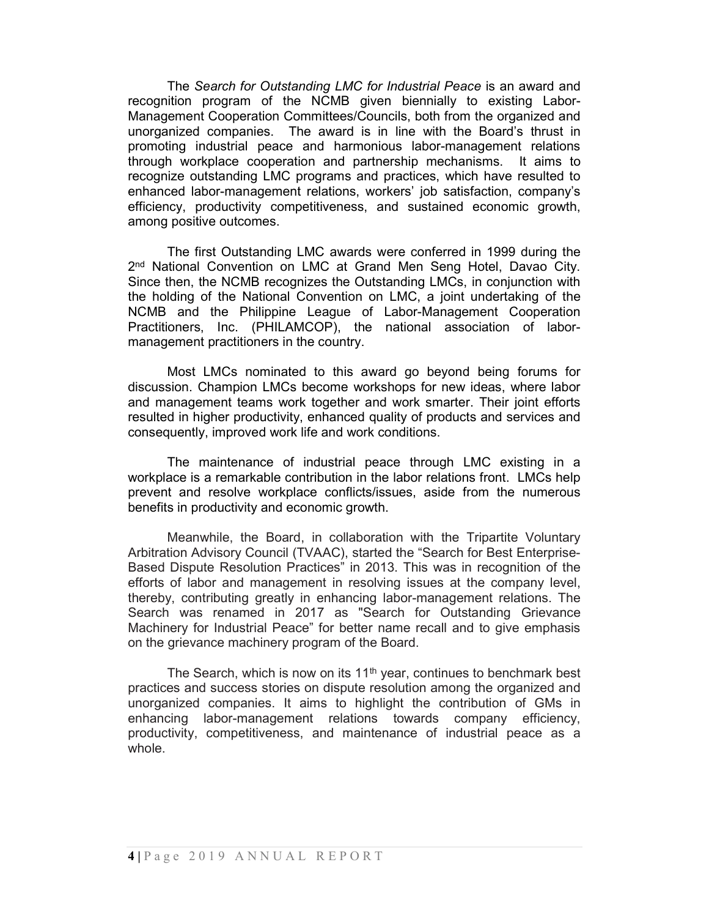The *Search for Outstanding LMC for Industrial Peace* is an award and recognition program of the NCMB given biennially to existing Labor-Management Cooperation Committees/Councils, both from the organized and unorganized companies. The award is in line with the Board's thrust in promoting industrial peace and harmonious labor-management relations through workplace cooperation and partnership mechanisms. It aims to recognize outstanding LMC programs and practices, which have resulted to enhanced labor-management relations, workers' job satisfaction, company's efficiency, productivity competitiveness, and sustained economic growth, among positive outcomes.

The first Outstanding LMC awards were conferred in 1999 during the 2nd National Convention on LMC at Grand Men Seng Hotel, Davao City. Since then, the NCMB recognizes the Outstanding LMCs, in conjunction with the holding of the National Convention on LMC, a joint undertaking of the NCMB and the Philippine League of Labor-Management Cooperation Practitioners, Inc. (PHILAMCOP), the national association of labor-management practitioners in the country.

Most LMCs nominated to this award go beyond being forums for discussion. Champion LMCs become workshops for new ideas, where labor and management teams work together and work smarter. Their joint efforts resulted in higher productivity, enhanced quality of products and services and consequently, improved work life and work conditions.

The maintenance of industrial peace through LMC existing in a workplace is a remarkable contribution in the labor relations front. LMCs help prevent and resolve workplace conflicts/issues, aside from the numerous benefits in productivity and economic growth.

Meanwhile, the Board, in collaboration with the Tripartite Voluntary Arbitration Advisory Council (TVAAC), started the "Search for Best Enterprise-Based Dispute Resolution Practices" in 2013. This was in recognition of the efforts of labor and management in resolving issues at the company level, thereby, contributing greatly in enhancing labor-management relations. The Search was renamed in 2017 as "Search for Outstanding Grievance Machinery for Industrial Peace" for better name recall and to give emphasis on the grievance machinery program of the Board.

The Search, which is now on its 11th year, continues to benchmark best practices and success stories on dispute resolution among the organized and unorganized companies. It aims to highlight the contribution of GMs in enhancing labor-management relations towards company efficiency, productivity, competitiveness, and maintenance of industrial peace as a whole.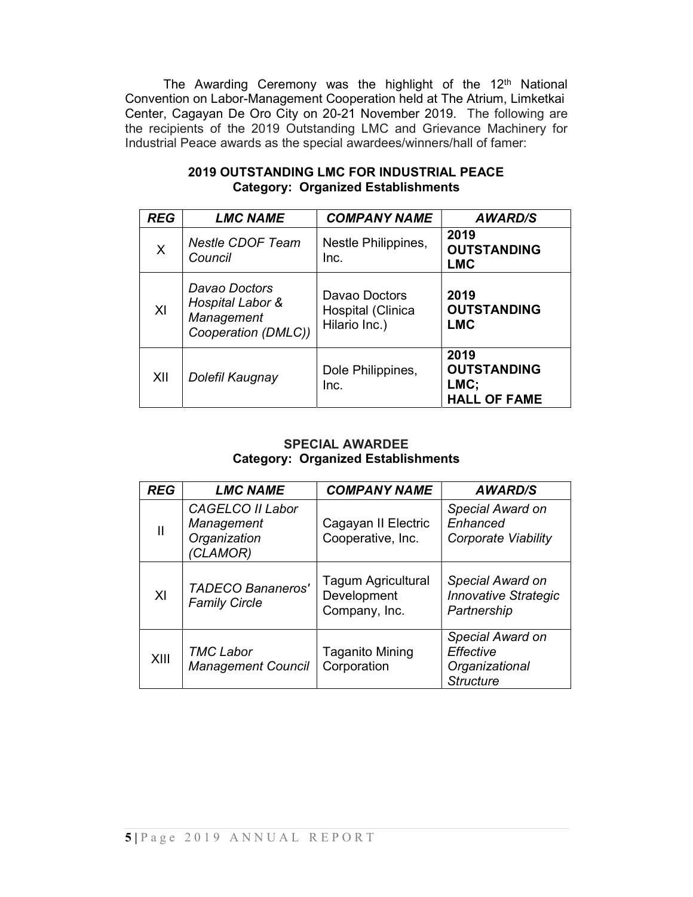The Awarding Ceremony was the highlight of the 12th National Convention on Labor-Management Cooperation held at The Atrium, Limketkai Center, Cagayan De Oro City on 20-21 November 2019. The following are the recipients of the 2019 Outstanding LMC and Grievance Machinery for Industrial Peace awards as the special awardees/winners/hall of famer:

**2019 OUTSTANDING LMC FOR INDUSTRIAL PEACE**
**Category: Organized Establishments**

| *REG* | *LMC NAME* | *COMPANY NAME* | *AWARD/S* |
|---|---|---|---|
| X | *Nestle CDOF Team Council* | Nestle Philippines, Inc. | **2019 OUTSTANDING LMC** |
| XI | *Davao Doctors Hospital Labor & Management Cooperation (DMLC))* | Davao Doctors Hospital (Clinica Hilario Inc.) | **2019 OUTSTANDING LMC** |
| XII | *Dolefil Kaugnay* | Dole Philippines, Inc. | **2019 OUTSTANDING LMC; HALL OF FAME** |

**SPECIAL AWARDEE**
**Category: Organized Establishments**

| *REG* | *LMC NAME* | *COMPANY NAME* | *AWARD/S* |
|---|---|---|---|
| II | *CAGELCO II Labor Management Organization (CLAMOR)* | Cagayan II Electric Cooperative, Inc. | *Special Award on Enhanced Corporate Viability* |
| XI | *TADECO Bananeros' Family Circle* | Tagum Agricultural Development Company, Inc. | *Special Award on Innovative Strategic Partnership* |
| XIII | *TMC Labor Management Council* | Taganito Mining Corporation | *Special Award on Effective Organizational Structure* |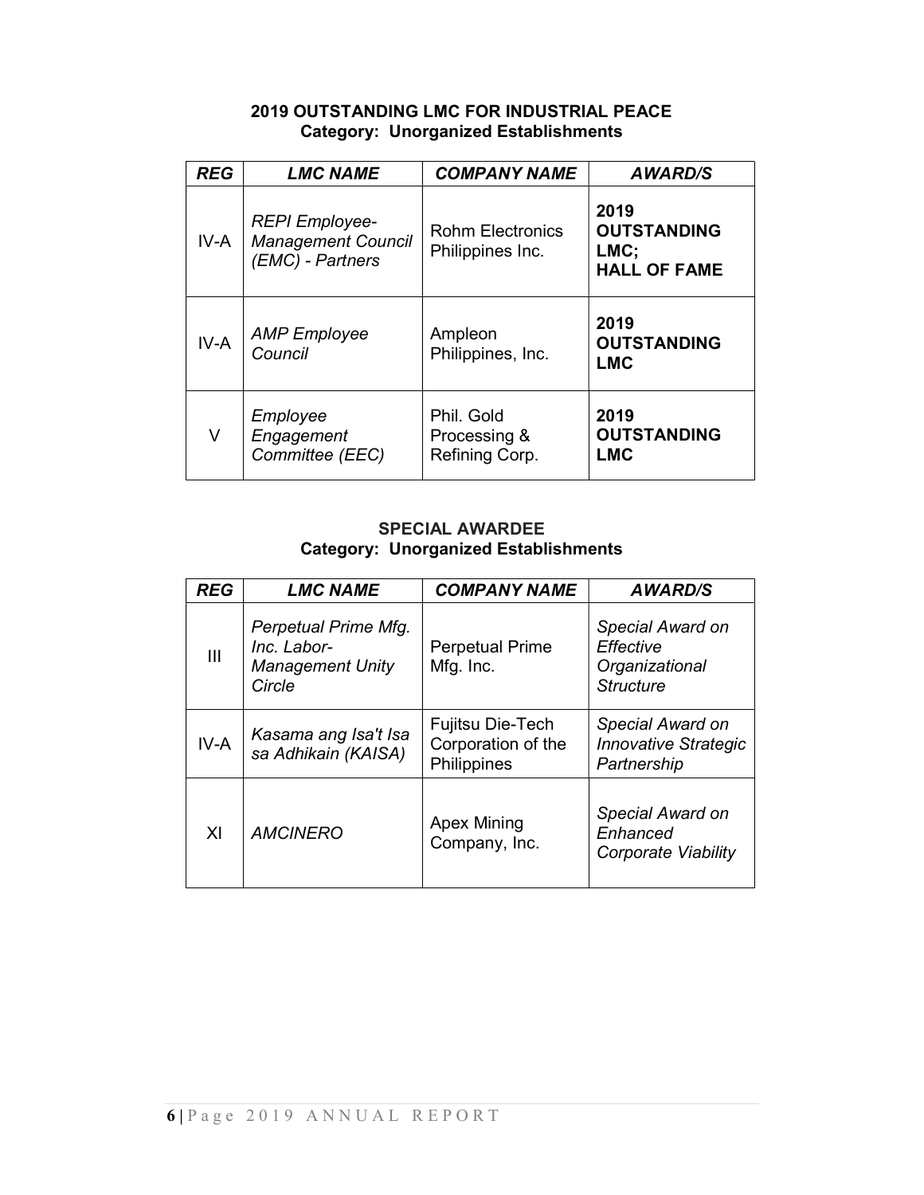**2019 OUTSTANDING LMC FOR INDUSTRIAL PEACE**
**Category: Unorganized Establishments**

| *REG* | *LMC NAME* | *COMPANY NAME* | *AWARD/S* |
|---|---|---|---|
| IV-A | *REPI Employee-Management Council (EMC) - Partners* | Rohm Electronics Philippines Inc. | **2019 OUTSTANDING LMC; HALL OF FAME** |
| IV-A | *AMP Employee Council* | Ampleon Philippines, Inc. | **2019 OUTSTANDING LMC** |
| V | *Employee Engagement Committee (EEC)* | Phil. Gold Processing & Refining Corp. | **2019 OUTSTANDING LMC** |

**SPECIAL AWARDEE**
**Category: Unorganized Establishments**

| *REG* | *LMC NAME* | *COMPANY NAME* | *AWARD/S* |
|---|---|---|---|
| III | *Perpetual Prime Mfg. Inc. Labor-Management Unity Circle* | Perpetual Prime Mfg. Inc. | *Special Award on Effective Organizational Structure* |
| IV-A | *Kasama ang Isa't Isa sa Adhikain (KAISA)* | Fujitsu Die-Tech Corporation of the Philippines | *Special Award on Innovative Strategic Partnership* |
| XI | *AMCINERO* | Apex Mining Company, Inc. | *Special Award on Enhanced Corporate Viability* |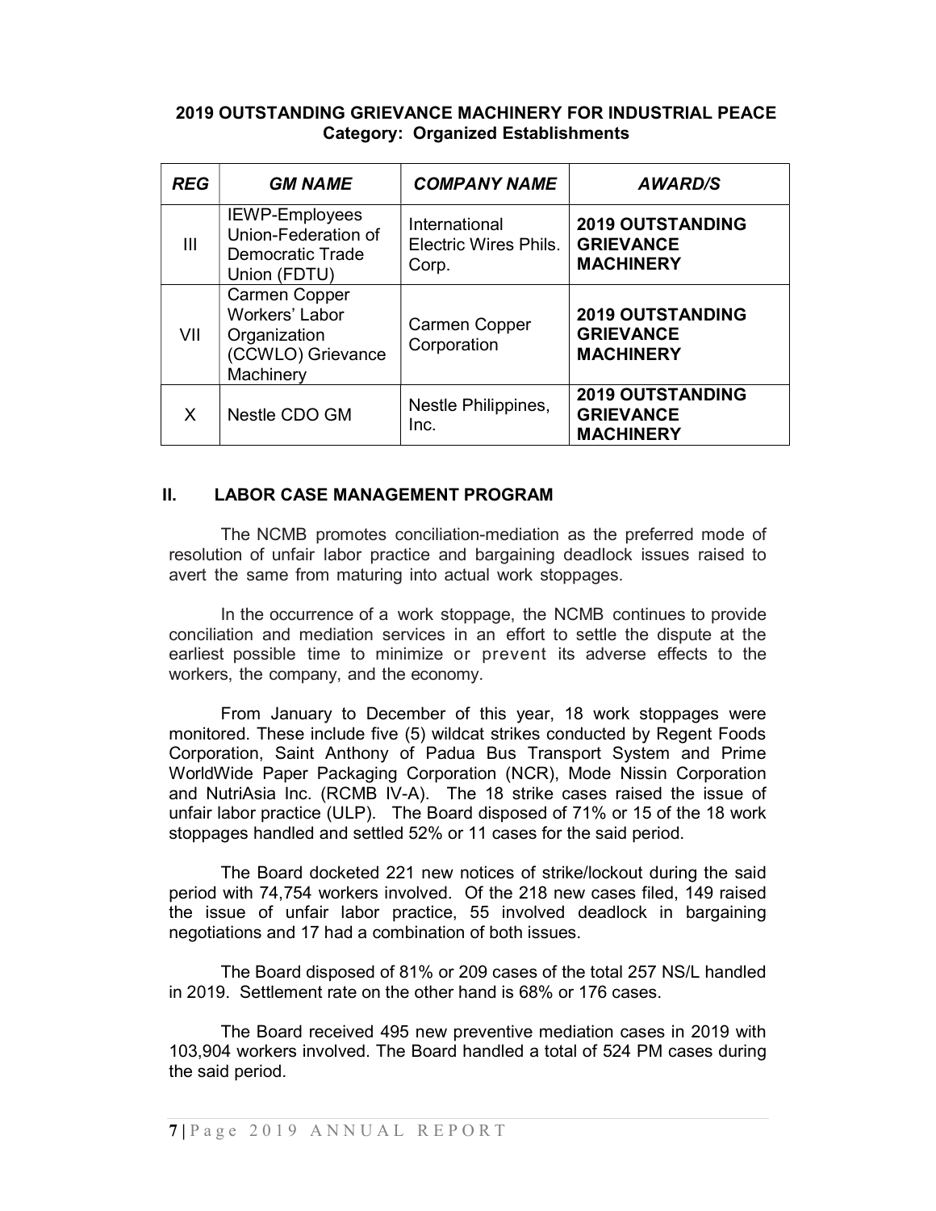**2019 OUTSTANDING GRIEVANCE MACHINERY FOR INDUSTRIAL PEACE**
**Category: Organized Establishments**

| *REG* | *GM NAME* | *COMPANY NAME* | *AWARD/S* |
|---|---|---|---|
| III | IEWP-Employees Union-Federation of Democratic Trade Union (FDTU) | International Electric Wires Phils. Corp. | **2019 OUTSTANDING GRIEVANCE MACHINERY** |
| VII | Carmen Copper Workers' Labor Organization (CCWLO) Grievance Machinery | Carmen Copper Corporation | **2019 OUTSTANDING GRIEVANCE MACHINERY** |
| X | Nestle CDO GM | Nestle Philippines, Inc. | **2019 OUTSTANDING GRIEVANCE MACHINERY** |

## II. LABOR CASE MANAGEMENT PROGRAM

The NCMB promotes conciliation-mediation as the preferred mode of resolution of unfair labor practice and bargaining deadlock issues raised to avert the same from maturing into actual work stoppages.

In the occurrence of a work stoppage, the NCMB continues to provide conciliation and mediation services in an effort to settle the dispute at the earliest possible time to minimize or prevent its adverse effects to the workers, the company, and the economy.

From January to December of this year, 18 work stoppages were monitored. These include five (5) wildcat strikes conducted by Regent Foods Corporation, Saint Anthony of Padua Bus Transport System and Prime WorldWide Paper Packaging Corporation (NCR), Mode Nissin Corporation and NutriAsia Inc. (RCMB IV-A). The 18 strike cases raised the issue of unfair labor practice (ULP). The Board disposed of 71% or 15 of the 18 work stoppages handled and settled 52% or 11 cases for the said period.

The Board docketed 221 new notices of strike/lockout during the said period with 74,754 workers involved. Of the 218 new cases filed, 149 raised the issue of unfair labor practice, 55 involved deadlock in bargaining negotiations and 17 had a combination of both issues.

The Board disposed of 81% or 209 cases of the total 257 NS/L handled in 2019. Settlement rate on the other hand is 68% or 176 cases.

The Board received 495 new preventive mediation cases in 2019 with 103,904 workers involved. The Board handled a total of 524 PM cases during the said period.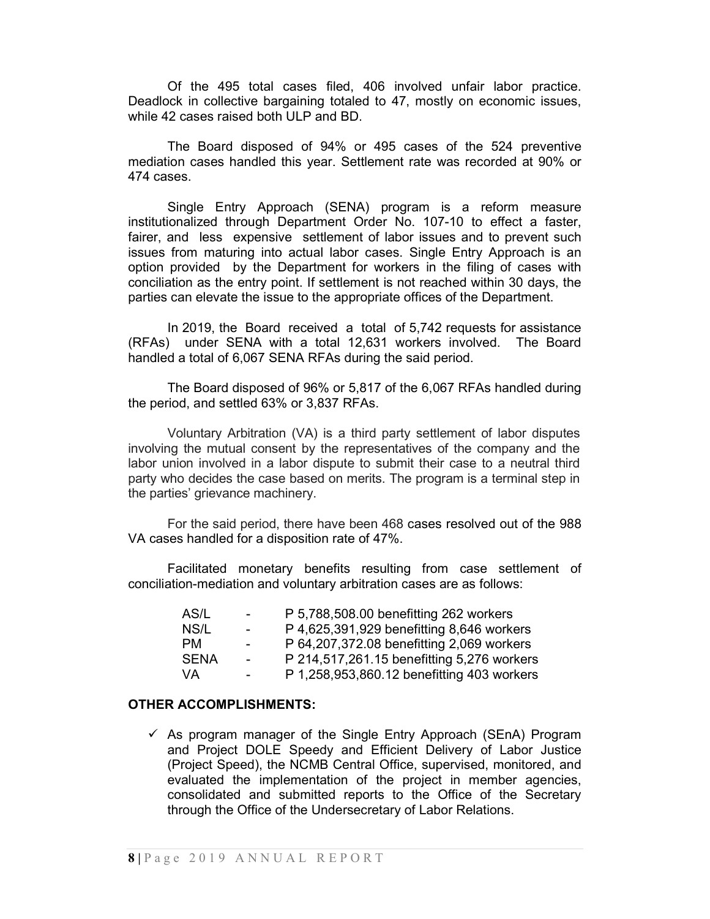Of the 495 total cases filed, 406 involved unfair labor practice. Deadlock in collective bargaining totaled to 47, mostly on economic issues, while 42 cases raised both ULP and BD.

The Board disposed of 94% or 495 cases of the 524 preventive mediation cases handled this year. Settlement rate was recorded at 90% or 474 cases.

Single Entry Approach (SENA) program is a reform measure institutionalized through Department Order No. 107-10 to effect a faster, fairer, and less expensive settlement of labor issues and to prevent such issues from maturing into actual labor cases. Single Entry Approach is an option provided by the Department for workers in the filing of cases with conciliation as the entry point. If settlement is not reached within 30 days, the parties can elevate the issue to the appropriate offices of the Department.

In 2019, the Board received a total of 5,742 requests for assistance (RFAs) under SENA with a total 12,631 workers involved. The Board handled a total of 6,067 SENA RFAs during the said period.

The Board disposed of 96% or 5,817 of the 6,067 RFAs handled during the period, and settled 63% or 3,837 RFAs.

Voluntary Arbitration (VA) is a third party settlement of labor disputes involving the mutual consent by the representatives of the company and the labor union involved in a labor dispute to submit their case to a neutral third party who decides the case based on merits. The program is a terminal step in the parties' grievance machinery.

For the said period, there have been 468 cases resolved out of the 988 VA cases handled for a disposition rate of 47%.

Facilitated monetary benefits resulting from case settlement of conciliation-mediation and voluntary arbitration cases are as follows:

| | | |
|---|---|---|
| AS/L | - | P 5,788,508.00 benefitting 262 workers |
| NS/L | - | P 4,625,391,929 benefitting 8,646 workers |
| PM | - | P 64,207,372.08 benefitting 2,069 workers |
| SENA | - | P 214,517,261.15 benefitting 5,276 workers |
| VA | - | P 1,258,953,860.12 benefitting 403 workers |

**OTHER ACCOMPLISHMENTS:**

- ✓ As program manager of the Single Entry Approach (SEnA) Program and Project DOLE Speedy and Efficient Delivery of Labor Justice (Project Speed), the NCMB Central Office, supervised, monitored, and evaluated the implementation of the project in member agencies, consolidated and submitted reports to the Office of the Secretary through the Office of the Undersecretary of Labor Relations.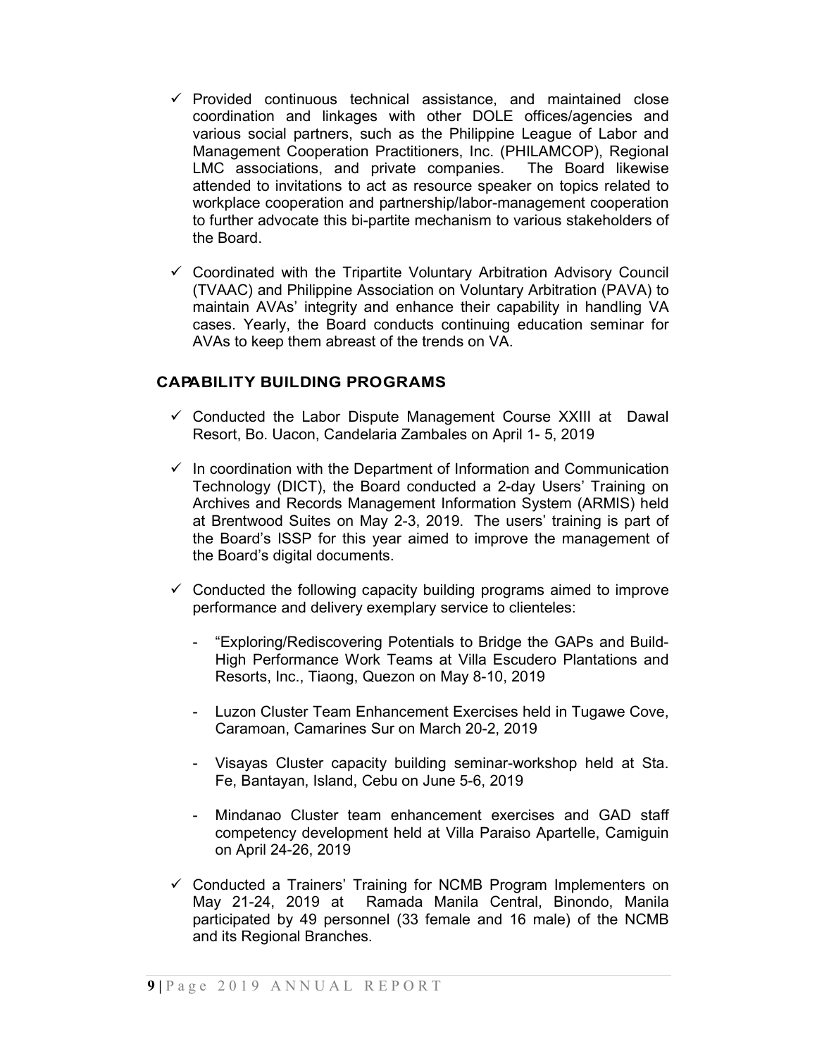- ✓ Provided continuous technical assistance, and maintained close coordination and linkages with other DOLE offices/agencies and various social partners, such as the Philippine League of Labor and Management Cooperation Practitioners, Inc. (PHILAMCOP), Regional LMC associations, and private companies. The Board likewise attended to invitations to act as resource speaker on topics related to workplace cooperation and partnership/labor-management cooperation to further advocate this bi-partite mechanism to various stakeholders of the Board.

- ✓ Coordinated with the Tripartite Voluntary Arbitration Advisory Council (TVAAC) and Philippine Association on Voluntary Arbitration (PAVA) to maintain AVAs' integrity and enhance their capability in handling VA cases. Yearly, the Board conducts continuing education seminar for AVAs to keep them abreast of the trends on VA.

## CAPABILITY BUILDING PROGRAMS

- ✓ Conducted the Labor Dispute Management Course XXIII at Dawal Resort, Bo. Uacon, Candelaria Zambales on April 1- 5, 2019

- ✓ In coordination with the Department of Information and Communication Technology (DICT), the Board conducted a 2-day Users' Training on Archives and Records Management Information System (ARMIS) held at Brentwood Suites on May 2-3, 2019. The users' training is part of the Board's ISSP for this year aimed to improve the management of the Board's digital documents.

- ✓ Conducted the following capacity building programs aimed to improve performance and delivery exemplary service to clienteles:

  - "Exploring/Rediscovering Potentials to Bridge the GAPs and Build-High Performance Work Teams at Villa Escudero Plantations and Resorts, Inc., Tiaong, Quezon on May 8-10, 2019

  - Luzon Cluster Team Enhancement Exercises held in Tugawe Cove, Caramoan, Camarines Sur on March 20-2, 2019

  - Visayas Cluster capacity building seminar-workshop held at Sta. Fe, Bantayan, Island, Cebu on June 5-6, 2019

  - Mindanao Cluster team enhancement exercises and GAD staff competency development held at Villa Paraiso Apartelle, Camiguin on April 24-26, 2019

- ✓ Conducted a Trainers' Training for NCMB Program Implementers on May 21-24, 2019 at Ramada Manila Central, Binondo, Manila participated by 49 personnel (33 female and 16 male) of the NCMB and its Regional Branches.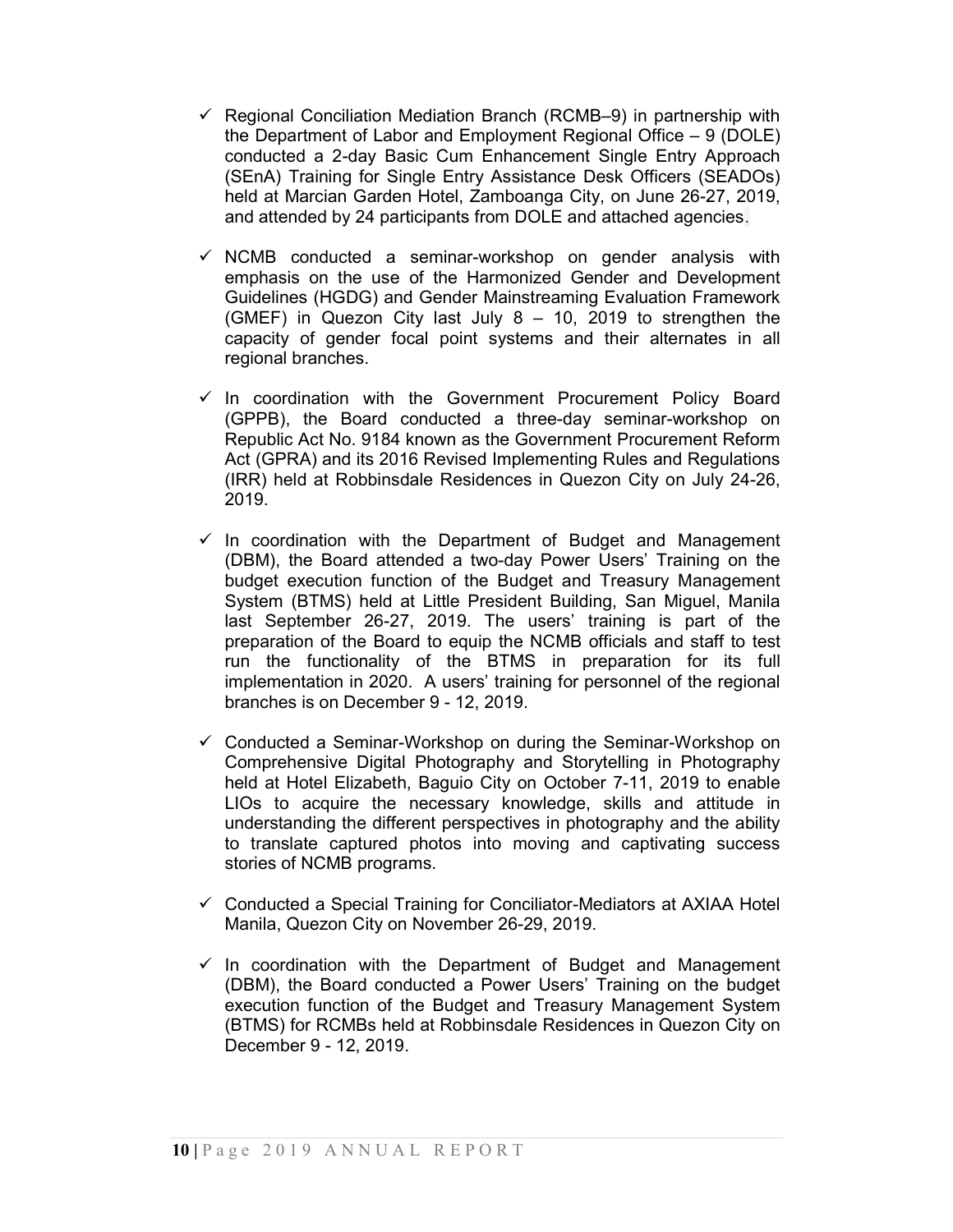- ✓ Regional Conciliation Mediation Branch (RCMB–9) in partnership with the Department of Labor and Employment Regional Office – 9 (DOLE) conducted a 2-day Basic Cum Enhancement Single Entry Approach (SEnA) Training for Single Entry Assistance Desk Officers (SEADOs) held at Marcian Garden Hotel, Zamboanga City, on June 26-27, 2019, and attended by 24 participants from DOLE and attached agencies.

- ✓ NCMB conducted a seminar-workshop on gender analysis with emphasis on the use of the Harmonized Gender and Development Guidelines (HGDG) and Gender Mainstreaming Evaluation Framework (GMEF) in Quezon City last July 8 – 10, 2019 to strengthen the capacity of gender focal point systems and their alternates in all regional branches.

- ✓ In coordination with the Government Procurement Policy Board (GPPB), the Board conducted a three-day seminar-workshop on Republic Act No. 9184 known as the Government Procurement Reform Act (GPRA) and its 2016 Revised Implementing Rules and Regulations (IRR) held at Robbinsdale Residences in Quezon City on July 24-26, 2019.

- ✓ In coordination with the Department of Budget and Management (DBM), the Board attended a two-day Power Users' Training on the budget execution function of the Budget and Treasury Management System (BTMS) held at Little President Building, San Miguel, Manila last September 26-27, 2019. The users' training is part of the preparation of the Board to equip the NCMB officials and staff to test run the functionality of the BTMS in preparation for its full implementation in 2020. A users' training for personnel of the regional branches is on December 9 - 12, 2019.

- ✓ Conducted a Seminar-Workshop on during the Seminar-Workshop on Comprehensive Digital Photography and Storytelling in Photography held at Hotel Elizabeth, Baguio City on October 7-11, 2019 to enable LIOs to acquire the necessary knowledge, skills and attitude in understanding the different perspectives in photography and the ability to translate captured photos into moving and captivating success stories of NCMB programs.

- ✓ Conducted a Special Training for Conciliator-Mediators at AXIAA Hotel Manila, Quezon City on November 26-29, 2019.

- ✓ In coordination with the Department of Budget and Management (DBM), the Board conducted a Power Users' Training on the budget execution function of the Budget and Treasury Management System (BTMS) for RCMBs held at Robbinsdale Residences in Quezon City on December 9 - 12, 2019.